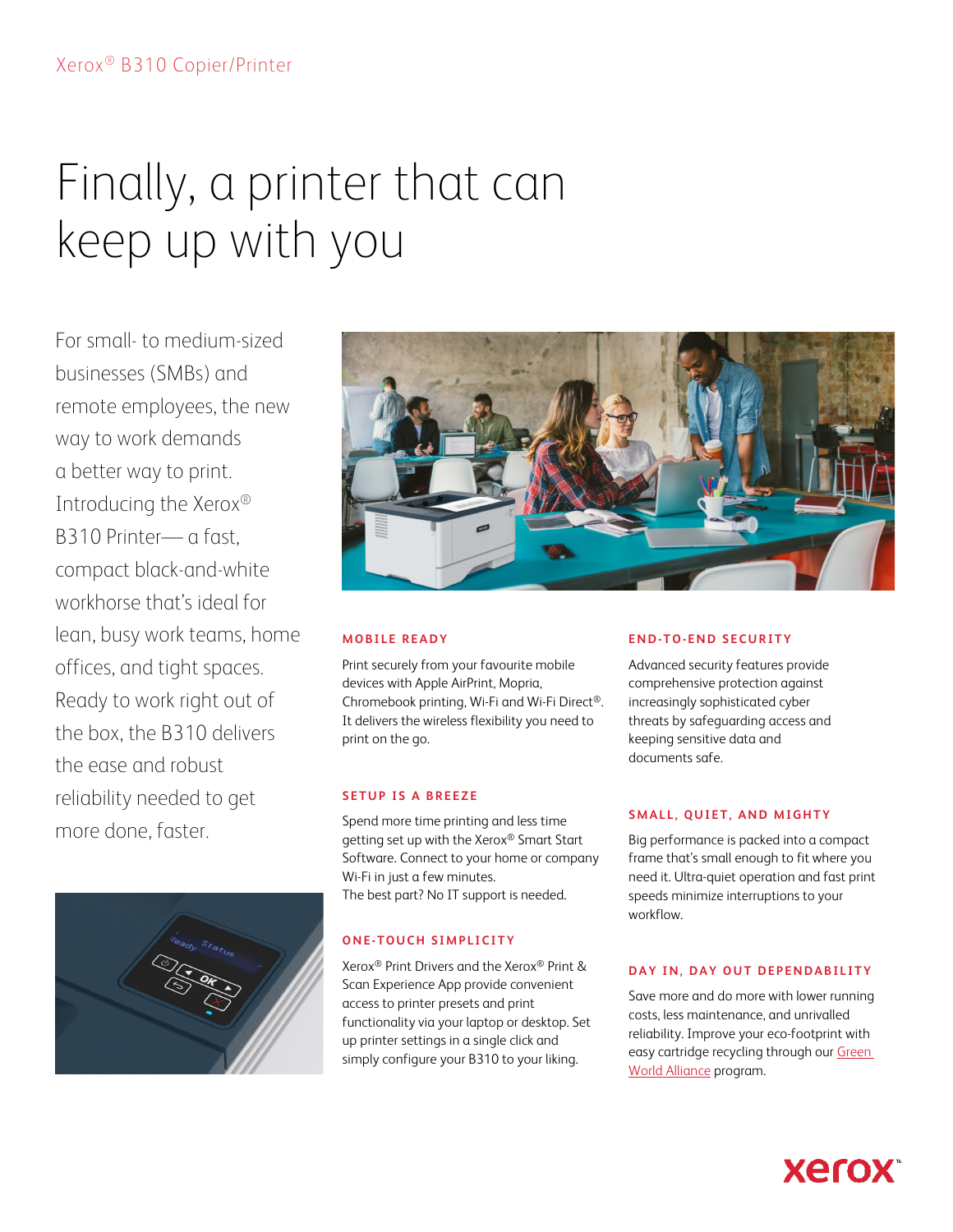Xerox® B310 Copier/Printer

# Finally, a printer that can keep up with you

For small- to medium-sized businesses (SMBs) and remote employees, the new way to work demands a better way to print. Introducing the Xerox® B310 Printer— a fast, compact black-and-white workhorse that's ideal for lean, busy work teams, home offices, and tight spaces. Ready to work right out of the box, the B310 delivers the ease and robust reliability needed to get more done, faster.

### MOBILE READY

Print securely from your favourite mobile devices with Apple AirPrint, Mopria, Chromebook printing, Wi-Fi and Wi-Fi Direct®. It delivers the wireless flexibility you need to print on the go.

### SETUP IS A BREEZE

Spend more time printing and less time getting set up with the Xerox® Smart Start Software. Connect to your home or company Wi-Fi in just a few minutes.
The best part? No IT support is needed.

### ONE-TOUCH SIMPLICITY

Xerox® Print Drivers and the Xerox® Print & Scan Experience App provide convenient access to printer presets and print functionality via your laptop or desktop. Set up printer settings in a single click and simply configure your B310 to your liking.

### END-TO-END SECURITY

Advanced security features provide comprehensive protection against increasingly sophisticated cyber threats by safeguarding access and keeping sensitive data and documents safe.

### SMALL, QUIET, AND MIGHTY

Big performance is packed into a compact frame that's small enough to fit where you need it. Ultra-quiet operation and fast print speeds minimize interruptions to your workflow.

### DAY IN, DAY OUT DEPENDABILITY

Save more and do more with lower running costs, less maintenance, and unrivalled reliability. Improve your eco-footprint with easy cartridge recycling through our Green World Alliance program.

xerox™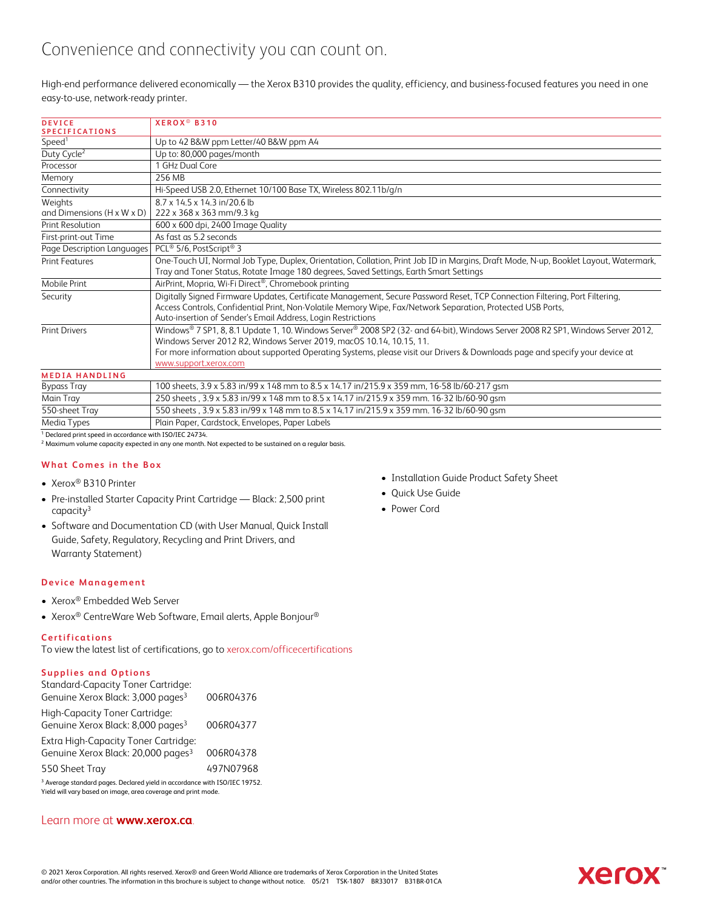# Convenience and connectivity you can count on.

High-end performance delivered economically — the Xerox B310 provides the quality, efficiency, and business-focused features you need in one easy-to-use, network-ready printer.

| DEVICE SPECIFICATIONS | XEROX® B310 |
|---|---|
| Speed[1] | Up to 42 B&W ppm Letter/40 B&W ppm A4 |
| Duty Cycle[2] | Up to: 80,000 pages/month |
| Processor | 1 GHz Dual Core |
| Memory | 256 MB |
| Connectivity | Hi-Speed USB 2.0, Ethernet 10/100 Base TX, Wireless 802.11b/g/n |
| Weights and Dimensions (H x W x D) | 8.7 x 14.5 x 14.3 in/20.6 lb<br>222 x 368 x 363 mm/9.3 kg |
| Print Resolution | 600 x 600 dpi, 2400 Image Quality |
| First-print-out Time | As fast as 5.2 seconds |
| Page Description Languages | PCL® 5/6, PostScript® 3 |
| Print Features | One-Touch UI, Normal Job Type, Duplex, Orientation, Collation, Print Job ID in Margins, Draft Mode, N-up, Booklet Layout, Watermark, Tray and Toner Status, Rotate Image 180 degrees, Saved Settings, Earth Smart Settings |
| Mobile Print | AirPrint, Mopria, Wi-Fi Direct®, Chromebook printing |
| Security | Digitally Signed Firmware Updates, Certificate Management, Secure Password Reset, TCP Connection Filtering, Port Filtering, Access Controls, Confidential Print, Non-Volatile Memory Wipe, Fax/Network Separation, Protected USB Ports, Auto-insertion of Sender's Email Address, Login Restrictions |
| Print Drivers | Windows® 7 SP1, 8, 8.1 Update 1, 10. Windows Server® 2008 SP2 (32- and 64-bit), Windows Server 2008 R2 SP1, Windows Server 2012, Windows Server 2012 R2, Windows Server 2019, macOS 10.14, 10.15, 11.<br>For more information about supported Operating Systems, please visit our Drivers & Downloads page and specify your device at www.support.xerox.com |
| **MEDIA HANDLING** | |
| Bypass Tray | 100 sheets, 3.9 x 5.83 in/99 x 148 mm to 8.5 x 14.17 in/215.9 x 359 mm, 16-58 lb/60-217 gsm |
| Main Tray | 250 sheets , 3.9 x 5.83 in/99 x 148 mm to 8.5 x 14.17 in/215.9 x 359 mm. 16-32 lb/60-90 gsm |
| 550-sheet Tray | 550 sheets , 3.9 x 5.83 in/99 x 148 mm to 8.5 x 14.17 in/215.9 x 359 mm. 16-32 lb/60-90 gsm |
| Media Types | Plain Paper, Cardstock, Envelopes, Paper Labels |

[1] Declared print speed in accordance with ISO/IEC 24734.
[2] Maximum volume capacity expected in any one month. Not expected to be sustained on a regular basis.

### What Comes in the Box

- Xerox® B310 Printer
- Pre-installed Starter Capacity Print Cartridge — Black: 2,500 print capacity[3]
- Software and Documentation CD (with User Manual, Quick Install Guide, Safety, Regulatory, Recycling and Print Drivers, and Warranty Statement)
- Installation Guide Product Safety Sheet
- Quick Use Guide
- Power Cord

### Device Management

- Xerox® Embedded Web Server
- Xerox® CentreWare Web Software, Email alerts, Apple Bonjour®

### Certifications

To view the latest list of certifications, go to xerox.com/officecertifications

### Supplies and Options

| | |
|---|---|
| Standard-Capacity Toner Cartridge:<br>Genuine Xerox Black: 3,000 pages[3] | 006R04376 |
| High-Capacity Toner Cartridge:<br>Genuine Xerox Black: 8,000 pages[3] | 006R04377 |
| Extra High-Capacity Toner Cartridge:<br>Genuine Xerox Black: 20,000 pages[3] | 006R04378 |
| 550 Sheet Tray | 497N07968 |

[3] Average standard pages. Declared yield in accordance with ISO/IEC 19752. Yield will vary based on image, area coverage and print mode.

Learn more at **www.xerox.ca**.

© 2021 Xerox Corporation. All rights reserved. Xerox® and Green World Alliance are trademarks of Xerox Corporation in the United States and/or other countries. The information in this brochure is subject to change without notice. 05/21 TSK-1807 BR33017 B31BR-01CA

xerox™